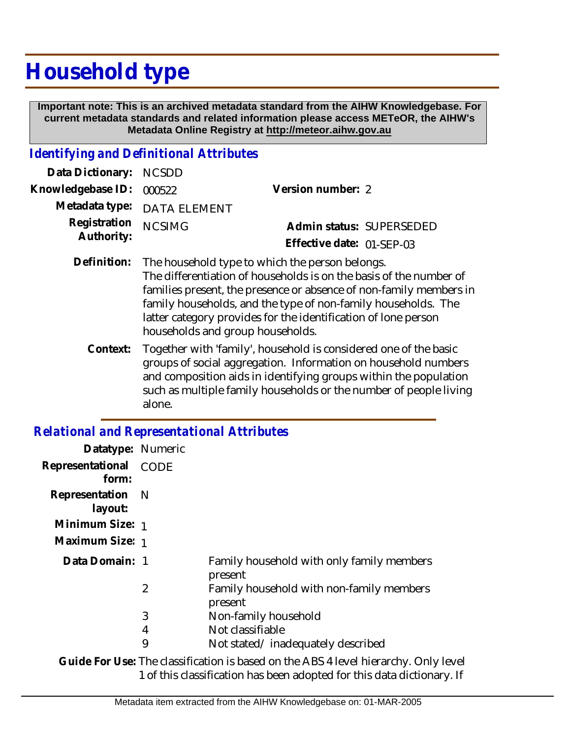# Household type

**Important note: This is an archived metadata standard from the AIHW Knowledgebase. For current metadata standards and related information please access METeOR, the AIHW's Metadata Online Registry at http://meteor.aihw.gov.au**

## *Identifying and Definitional Attributes*

| | | | |
|---|---|---|---|
| **Data Dictionary:** | NCSDD | | |
| **Knowledgebase ID:** | 000522 | **Version number:** | 2 |
| **Metadata type:** | DATA ELEMENT | | |
| **Registration Authority:** | NCSIMG | **Admin status:** | SUPERSEDED |
| | | **Effective date:** | 01-SEP-03 |

**Definition:** The household type to which the person belongs.
The differentiation of households is on the basis of the number of families present, the presence or absence of non-family members in family households, and the type of non-family households. The latter category provides for the identification of lone person households and group households.

**Context:** Together with 'family', household is considered one of the basic groups of social aggregation. Information on household numbers and composition aids in identifying groups within the population such as multiple family households or the number of people living alone.

## *Relational and Representational Attributes*

**Datatype:** Numeric

**Representational form:** CODE

**Representation layout:** N

**Minimum Size:** 1

**Maximum Size:** 1

**Data Domain:**

| Code | Description |
|---|---|
| 1 | Family household with only family members present |
| 2 | Family household with non-family members present |
| 3 | Non-family household |
| 4 | Not classifiable |
| 9 | Not stated/ inadequately described |

**Guide For Use:** The classification is based on the ABS 4 level hierarchy. Only level 1 of this classification has been adopted for this data dictionary. If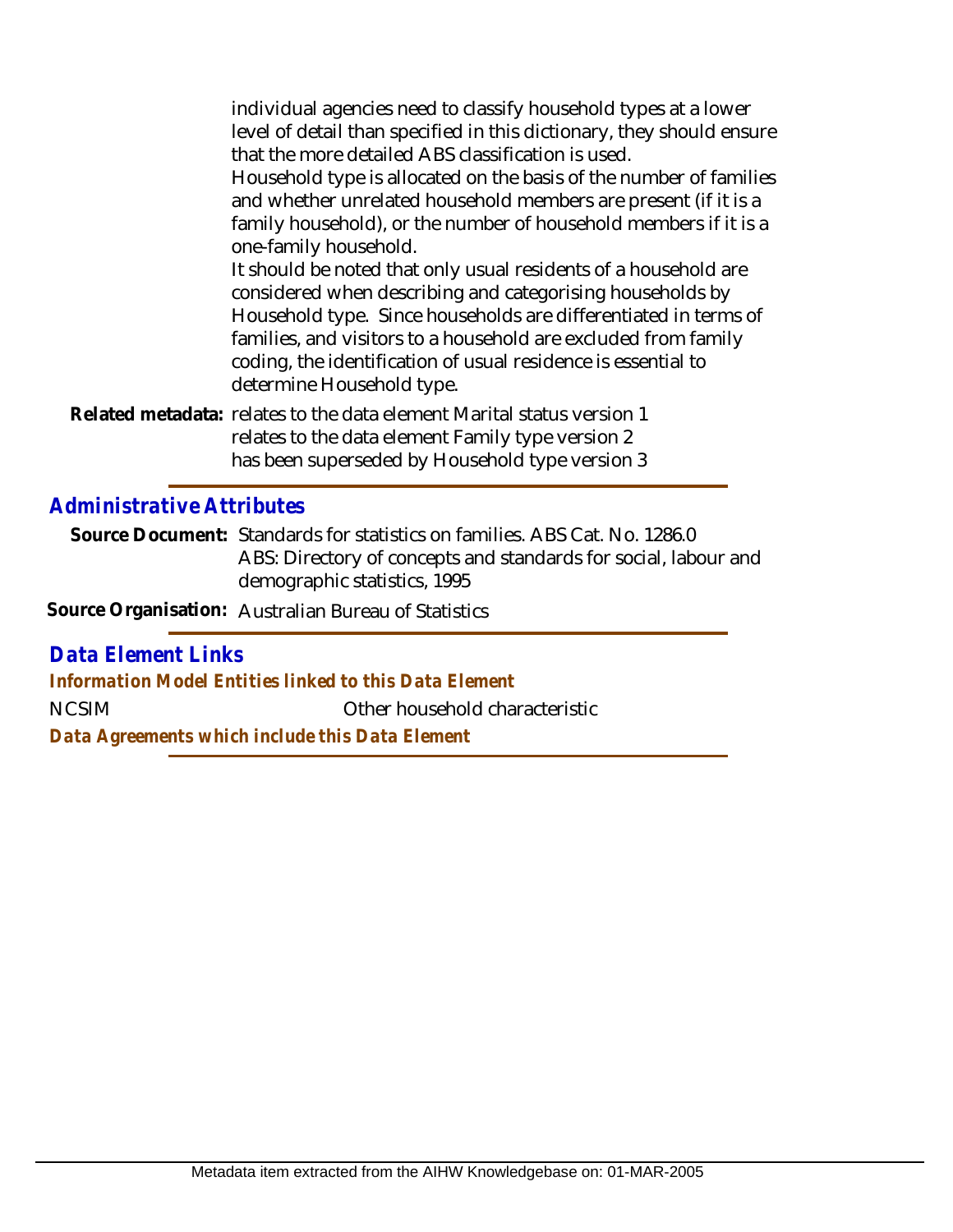individual agencies need to classify household types at a lower level of detail than specified in this dictionary, they should ensure that the more detailed ABS classification is used.

Household type is allocated on the basis of the number of families and whether unrelated household members are present (if it is a family household), or the number of household members if it is a one-family household.

It should be noted that only usual residents of a household are considered when describing and categorising households by Household type. Since households are differentiated in terms of families, and visitors to a household are excluded from family coding, the identification of usual residence is essential to determine Household type.

**Related metadata:** relates to the data element Marital status version 1
relates to the data element Family type version 2
has been superseded by Household type version 3

## Administrative Attributes

**Source Document:** Standards for statistics on families. ABS Cat. No. 1286.0
ABS: Directory of concepts and standards for social, labour and demographic statistics, 1995

**Source Organisation:** Australian Bureau of Statistics

## Data Element Links

### Information Model Entities linked to this Data Element

NCSIM — Other household characteristic

### Data Agreements which include this Data Element